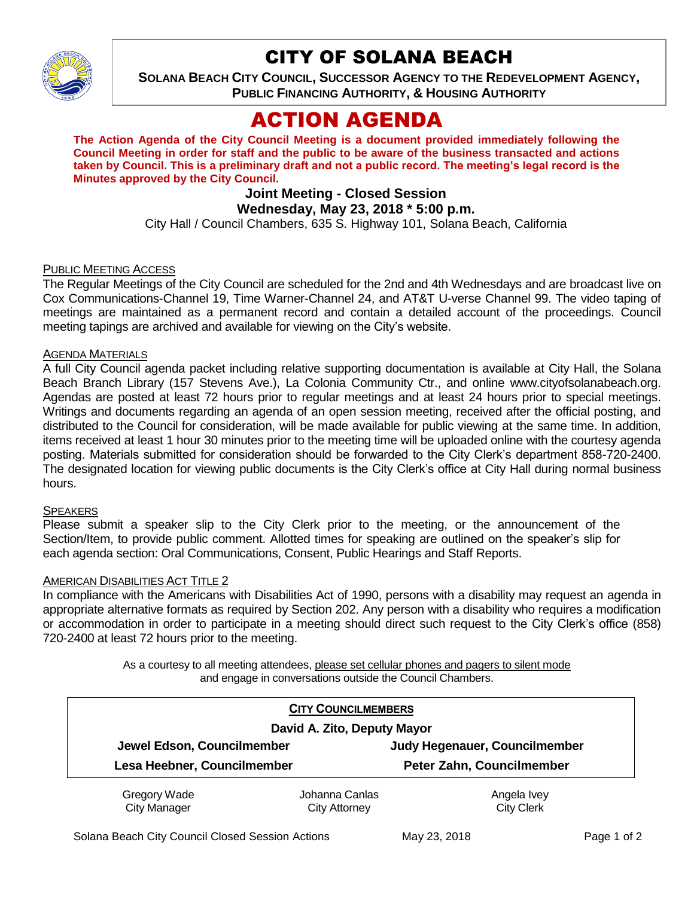# CITY OF SOLANA BEACH

**SOLANA BEACH CITY COUNCIL, SUCCESSOR AGENCY TO THE REDEVELOPMENT AGENCY, PUBLIC FINANCING AUTHORITY, & HOUSING AUTHORITY**

# ACTION AGENDA

**The Action Agenda of the City Council Meeting is a document provided immediately following the Council Meeting in order for staff and the public to be aware of the business transacted and actions taken by Council. This is a preliminary draft and not a public record. The meeting's legal record is the Minutes approved by the City Council.**

**Joint Meeting - Closed Session**

**Wednesday, May 23, 2018 * 5:00 p.m.**

City Hall / Council Chambers, 635 S. Highway 101, Solana Beach, California

PUBLIC MEETING ACCESS

The Regular Meetings of the City Council are scheduled for the 2nd and 4th Wednesdays and are broadcast live on Cox Communications-Channel 19, Time Warner-Channel 24, and AT&T U-verse Channel 99. The video taping of meetings are maintained as a permanent record and contain a detailed account of the proceedings. Council meeting tapings are archived and available for viewing on the City's website.

AGENDA MATERIALS

A full City Council agenda packet including relative supporting documentation is available at City Hall, the Solana Beach Branch Library (157 Stevens Ave.), La Colonia Community Ctr., and online www.cityofsolanabeach.org. Agendas are posted at least 72 hours prior to regular meetings and at least 24 hours prior to special meetings. Writings and documents regarding an agenda of an open session meeting, received after the official posting, and distributed to the Council for consideration, will be made available for public viewing at the same time. In addition, items received at least 1 hour 30 minutes prior to the meeting time will be uploaded online with the courtesy agenda posting. Materials submitted for consideration should be forwarded to the City Clerk's department 858-720-2400. The designated location for viewing public documents is the City Clerk's office at City Hall during normal business hours.

SPEAKERS

Please submit a speaker slip to the City Clerk prior to the meeting, or the announcement of the Section/Item, to provide public comment. Allotted times for speaking are outlined on the speaker's slip for each agenda section: Oral Communications, Consent, Public Hearings and Staff Reports.

AMERICAN DISABILITIES ACT TITLE 2

In compliance with the Americans with Disabilities Act of 1990, persons with a disability may request an agenda in appropriate alternative formats as required by Section 202. Any person with a disability who requires a modification or accommodation in order to participate in a meeting should direct such request to the City Clerk's office (858) 720-2400 at least 72 hours prior to the meeting.

As a courtesy to all meeting attendees, please set cellular phones and pagers to silent mode and engage in conversations outside the Council Chambers.

**CITY COUNCILMEMBERS**

**David A. Zito, Deputy Mayor**

**Jewel Edson, Councilmember** | **Judy Hegenauer, Councilmember**

**Lesa Heebner, Councilmember** | **Peter Zahn, Councilmember**

| Gregory Wade | Johanna Canlas | Angela Ivey |
|---|---|---|
| City Manager | City Attorney | City Clerk |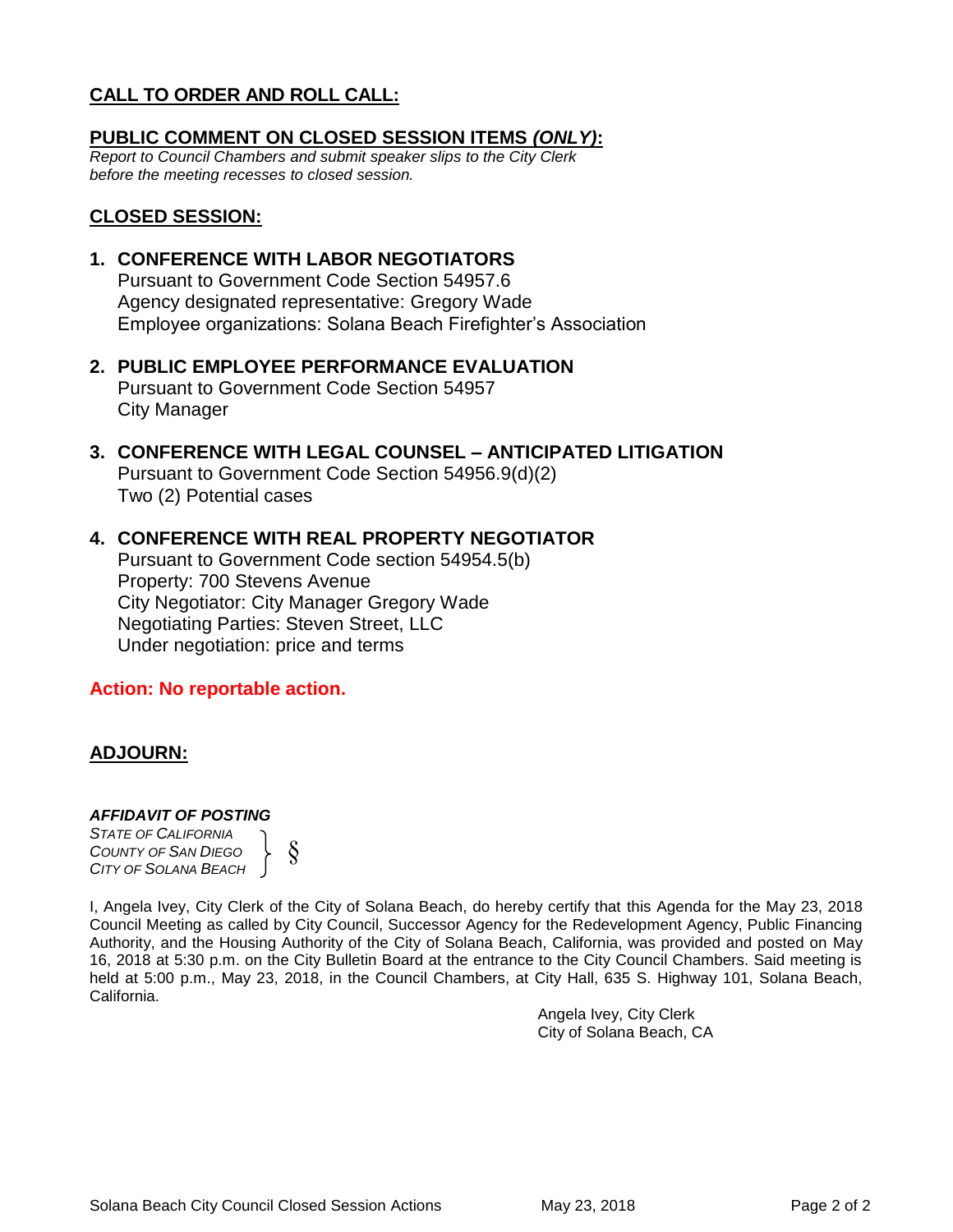## CALL TO ORDER AND ROLL CALL:

## PUBLIC COMMENT ON CLOSED SESSION ITEMS *(ONLY)*:

*Report to Council Chambers and submit speaker slips to the City Clerk before the meeting recesses to closed session.*

## CLOSED SESSION:

**1. CONFERENCE WITH LABOR NEGOTIATORS**

Pursuant to Government Code Section 54957.6
Agency designated representative: Gregory Wade
Employee organizations: Solana Beach Firefighter's Association

**2. PUBLIC EMPLOYEE PERFORMANCE EVALUATION**

Pursuant to Government Code Section 54957
City Manager

**3. CONFERENCE WITH LEGAL COUNSEL – ANTICIPATED LITIGATION**

Pursuant to Government Code Section 54956.9(d)(2)
Two (2) Potential cases

**4. CONFERENCE WITH REAL PROPERTY NEGOTIATOR**

Pursuant to Government Code section 54954.5(b)
Property: 700 Stevens Avenue
City Negotiator: City Manager Gregory Wade
Negotiating Parties: Steven Street, LLC
Under negotiation: price and terms

**Action: No reportable action.**

## ADJOURN:

***AFFIDAVIT OF POSTING***

*STATE OF CALIFORNIA*
*COUNTY OF SAN DIEGO* } §
*CITY OF SOLANA BEACH*

I, Angela Ivey, City Clerk of the City of Solana Beach, do hereby certify that this Agenda for the May 23, 2018 Council Meeting as called by City Council, Successor Agency for the Redevelopment Agency, Public Financing Authority, and the Housing Authority of the City of Solana Beach, California, was provided and posted on May 16, 2018 at 5:30 p.m. on the City Bulletin Board at the entrance to the City Council Chambers. Said meeting is held at 5:00 p.m., May 23, 2018, in the Council Chambers, at City Hall, 635 S. Highway 101, Solana Beach, California.

Angela Ivey, City Clerk
City of Solana Beach, CA